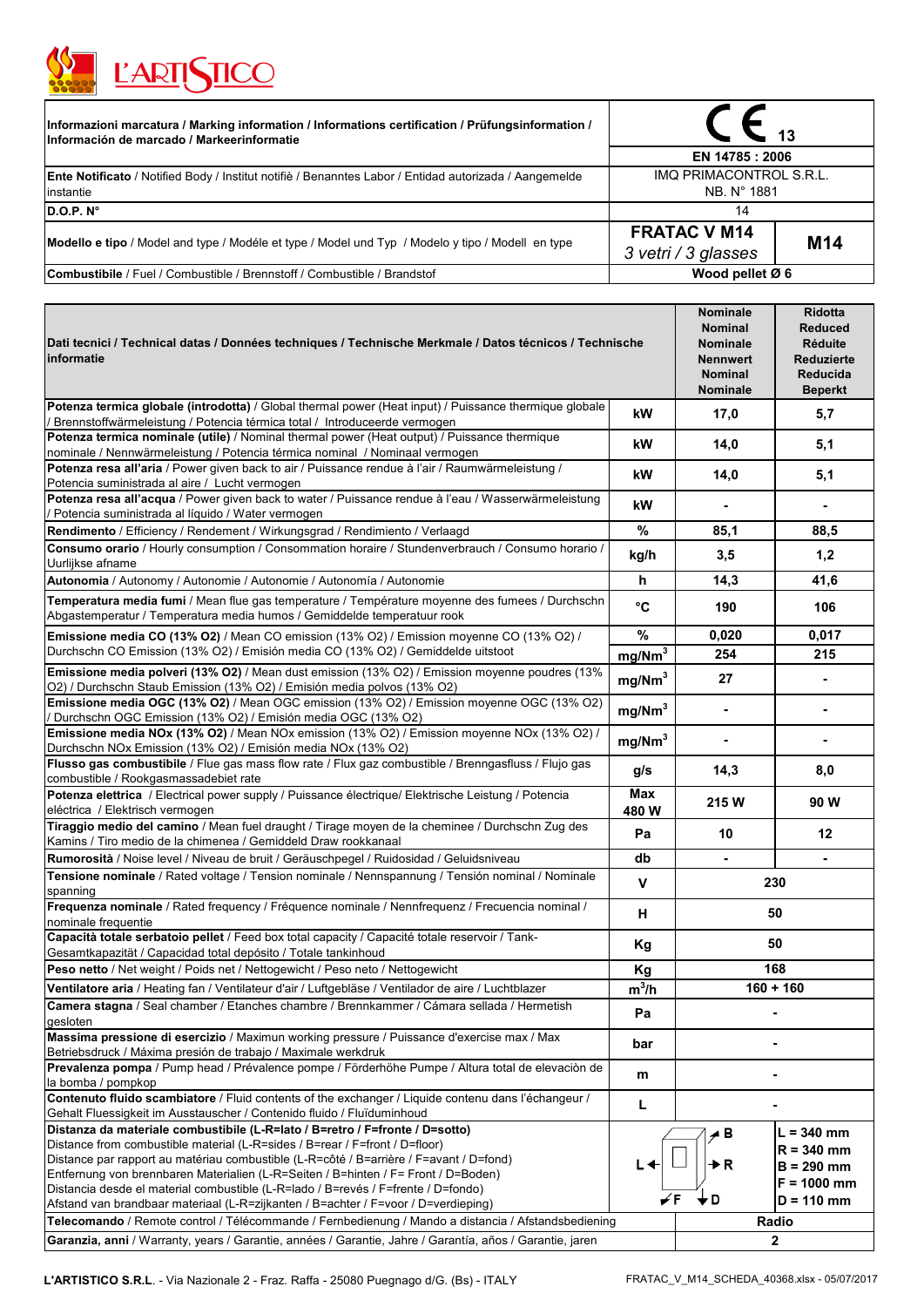L'ARTISTICO

| Informazioni marcatura / Marking information / Informations certification / Prüfungsinformation / Información de marcado / Markeerinformatie | CE 13 | |
|---|---|---|
| | EN 14785 : 2006 | |
| **Ente Notificato** / Notified Body / Institut notifiè / Benanntes Labor / Entidad autorizada / Aangemelde instantie | IMQ PRIMACONTROL S.R.L. NB. N° 1881 | |
| **D.O.P. N°** | 14 | |
| **Modello e tipo** / Model and type / Modéle et type / Model und Typ / Modelo y tipo / Modell en type | **FRATAC V M14** *3 vetri / 3 glasses* | **M14** |
| **Combustibile** / Fuel / Combustible / Brennstoff / Combustible / Brandstof | **Wood pellet Ø 6** | |

| Dati tecnici / Technical datas / Données techniques / Technische Merkmale / Datos técnicos / Technische informatie | | Nominale Nominal Nominale Nennwert Nominal Nominale | Ridotta Reduced Réduite Reduzierte Reducida Beperkt |
|---|---|---|---|
| **Potenza termica globale (introdotta)** / Global thermal power (Heat input) / Puissance thermique globale / Brennstoffwärmeleistung / Potencia térmica total / Introduceerde vermogen | kW | 17,0 | 5,7 |
| **Potenza termica nominale (utile)** / Nominal thermal power (Heat output) / Puissance thermique nominale / Nennwärmeleistung / Potencia térmica nominal / Nominaal vermogen | kW | 14,0 | 5,1 |
| **Potenza resa all'aria** / Power given back to air / Puissance rendue à l'air / Raumwärmeleistung / Potencia suministrada al aire / Lucht vermogen | kW | 14,0 | 5,1 |
| **Potenza resa all'acqua** / Power given back to water / Puissance rendue à l'eau / Wasserwärmeleistung / Potencia suministrada al líquido / Water vermogen | kW | - | - |
| **Rendimento** / Efficiency / Rendement / Wirkungsgrad / Rendimiento / Verlaagd | % | 85,1 | 88,5 |
| **Consumo orario** / Hourly consumption / Consommation horaire / Stundenverbrauch / Consumo horario / Uurlijkse afname | kg/h | 3,5 | 1,2 |
| **Autonomia** / Autonomy / Autonomie / Autonomie / Autonomía / Autonomie | h | 14,3 | 41,6 |
| **Temperatura media fumi** / Mean flue gas temperature / Température moyenne des fumees / Durchschn Abgastemperatur / Temperatura media humos / Gemiddelde temperatuur rook | °C | 190 | 106 |
| **Emissione media CO (13% O2)** / Mean CO emission (13% O2) / Emission moyenne CO (13% O2) / Durchschn CO Emission (13% O2) / Emisión media CO (13% O2) / Gemiddelde uitstoot | % | 0,020 | 0,017 |
| | $mg/Nm^3$ | 254 | 215 |
| **Emissione media polveri (13% O2)** / Mean dust emission (13% O2) / Emission moyenne poudres (13% O2) / Durchschn Staub Emission (13% O2) / Emisión media polvos (13% O2) | $mg/Nm^3$ | 27 | - |
| **Emissione media OGC (13% O2)** / Mean OGC emission (13% O2) / Emission moyenne OGC (13% O2) / Durchschn OGC Emission (13% O2) / Emisión media OGC (13% O2) | $mg/Nm^3$ | - | - |
| **Emissione media NOx (13% O2)** / Mean NOx emission (13% O2) / Emission moyenne NOx (13% O2) / Durchschn NOx Emission (13% O2) / Emisión media NOx (13% O2) | $mg/Nm^3$ | - | - |
| **Flusso gas combustibile** / Flue gas mass flow rate / Flux gaz combustible / Brenngasfluss / Flujo gas combustible / Rookgasmassadebiet rate | g/s | 14,3 | 8,0 |
| **Potenza elettrica** / Electrical power supply / Puissance électrique/ Elektrische Leistung / Potencia eléctrica / Elektrisch vermogen | Max 480 W | 215 W | 90 W |
| **Tiraggio medio del camino** / Mean fuel draught / Tirage moyen de la cheminee / Durchschn Zug des Kamins / Tiro medio de la chimenea / Gemiddeld Draw rookkanaal | Pa | 10 | 12 |
| **Rumorosità** / Noise level / Niveau de bruit / Geräuschpegel / Ruidosidad / Geluidsniveau | db | - | - |
| **Tensione nominale** / Rated voltage / Tension nominale / Nennspannung / Tensión nominal / Nominale spanning | V | 230 | |
| **Frequenza nominale** / Rated frequency / Fréquence nominale / Nennfrequenz / Frecuencia nominal / nominale frequentie | H | 50 | |
| **Capacità totale serbatoio pellet** / Feed box total capacity / Capacité totale reservoir / Tank-Gesamtkapazität / Capacidad total depósito / Totale tankinhoud | Kg | 50 | |
| **Peso netto** / Net weight / Poids net / Nettogewicht / Peso neto / Nettogewicht | Kg | 168 | |
| **Ventilatore aria** / Heating fan / Ventilateur d'air / Luftgebläse / Ventilador de aire / Luchtblazer | $m^3/h$ | 160 + 160 | |
| **Camera stagna** / Seal chamber / Etanches chambre / Brennkammer / Cámara sellada / Hermetish gesloten | Pa | - | |
| **Massima pressione di esercizio** / Maximun working pressure / Puissance d'exercise max / Max Betriebsdruck / Máxima presión de trabajo / Maximale werkdruk | bar | - | |
| **Prevalenza pompa** / Pump head / Prévalence pompe / Förderhöhe Pumpe / Altura total de elevaciòn de la bomba / pompkop | m | - | |
| **Contenuto fluido scambiatore** / Fluid contents of the exchanger / Liquide contenu dans l'échangeur / Gehalt Fluessigkeit im Ausstauscher / Contenido fluido / Fluïduminhoud | L | - | |
| **Distanza da materiale combustibile (L-R=lato / B=retro / F=fronte / D=sotto)** Distance from combustible material (L-R=sides / B=rear / F=front / D=floor) Distance par rapport au matériau combustible (L-R=côté / B=arrière / F=avant / D=fond) Entfernung von brennbaren Materialien (L-R=Seiten / B=hinten / F= Front / D=Boden) Distancia desde el material combustible (L-R=lado / B=revés / F=frente / D=fondo) Afstand van brandbaar materiaal (L-R=zijkanten / B=achter / F=voor / D=verdieping) | L, B, R, F, D | L = 340 mm R = 340 mm B = 290 mm F = 1000 mm D = 110 mm | |
| **Telecomando** / Remote control / Télécommande / Fernbedienung / Mando a distancia / Afstandsbediening | | Radio | |
| **Garanzia, anni** / Warranty, years / Garantie, années / Garantie, Jahre / Garantía, años / Garantie, jaren | | 2 | |

**L'ARTISTICO S.R.L.** - Via Nazionale 2 - Fraz. Raffa - 25080 Puegnago d/G. (Bs) - ITALY

FRATAC_V_M14_SCHEDA_40368.xlsx - 05/07/2017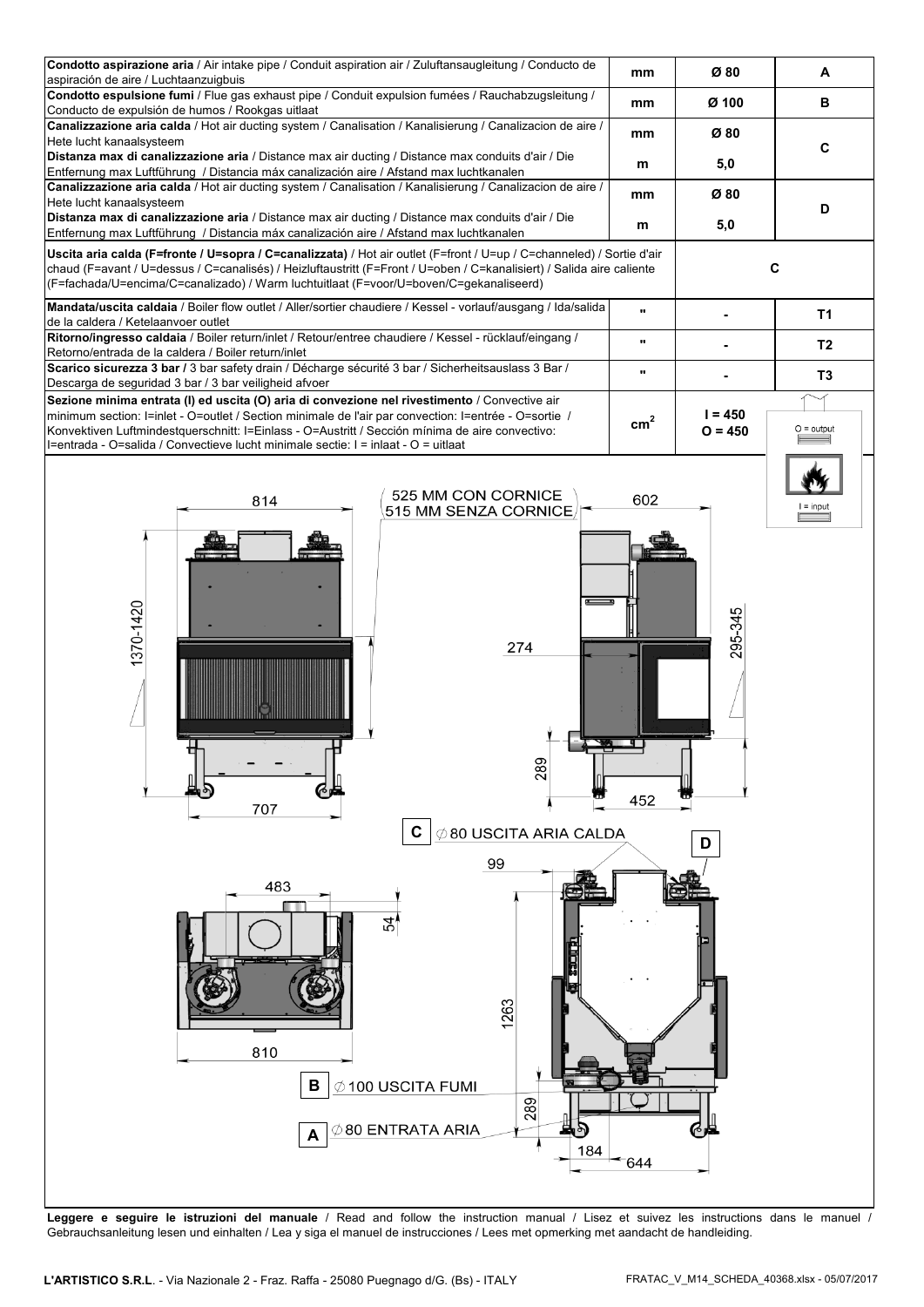| | | | |
|---|---|---|---|
| **Condotto aspirazione aria** / Air intake pipe / Conduit aspiration air / Zuluftansaugleitung / Conducto de aspiración de aire / Luchtaanzuigbuis | mm | Ø 80 | A |
| **Condotto espulsione fumi** / Flue gas exhaust pipe / Conduit expulsion fumées / Rauchabzugsleitung / Conducto de expulsión de humos / Rookgas uitlaat | mm | Ø 100 | B |
| **Canalizzazione aria calda** / Hot air ducting system / Canalisation / Kanalisierung / Canalizacion de aire / Hete lucht kanaalsysteem | mm | Ø 80 | C |
| **Distanza max di canalizzazione aria** / Distance max air ducting / Distance max conduits d'air / Die Entfernung max Luftführung / Distancia máx canalización aire / Afstand max luchtkanalen | m | 5,0 | |
| **Canalizzazione aria calda** / Hot air ducting system / Canalisation / Kanalisierung / Canalizacion de aire / Hete lucht kanaalsysteem | mm | Ø 80 | D |
| **Distanza max di canalizzazione aria** / Distance max air ducting / Distance max conduits d'air / Die Entfernung max Luftführung / Distancia máx canalización aire / Afstand max luchtkanalen | m | 5,0 | |
| **Uscita aria calda (F=fronte / U=sopra / C=canalizzata)** / Hot air outlet (F=front / U=up / C=channeled) / Sortie d'air chaud (F=avant / U=dessus / C=canalisés) / Heizluftaustritt (F=Front / U=oben / C=kanalisiert) / Salida aire caliente (F=fachada/U=encima/C=canalizado) / Warm luchtuitlaat (F=voor/U=boven/C=gekanaliseerd) | | C | |
| **Mandata/uscita caldaia** / Boiler flow outlet / Aller/sortier chaudiere / Kessel - vorlauf/ausgang / Ida/salida de la caldera / Ketelaanvoer outlet | " | - | T1 |
| **Ritorno/ingresso caldaia** / Boiler return/inlet / Retour/entree chaudiere / Kessel - rücklauf/eingang / Retorno/entrada de la caldera / Boiler return/inlet | " | - | T2 |
| **Scarico sicurezza 3 bar** / 3 bar safety drain / Décharge sécurité 3 bar / Sicherheitsauslass 3 bar / Descarga de seguridad 3 bar / 3 bar veiligheid afvoer | " | - | T3 |
| **Sezione minima entrata (I) ed uscita (O) aria di convezione nel rivestimento** / Convective air minimum section: I=inlet - O=outlet / Section minimale de l'air par convection: I=entrée - O=sortie / Konvektiven Luftmindestquerschnitt: I=Einlass - O=Austritt / Sección mínima de aire convectivo: I=entrada - O=salida / Convectieve lucht minimale sectie: I = inlaat - O = uitlaat | $cm^2$ | I = 450<br>O = 450 | O = output<br>I = input |

814
525 MM CON CORNICE
515 MM SENZA CORNICE
602
1370-1420
274
295-345
289
707
452
C ∅80 USCITA ARIA CALDA
D
99
483
54
1263
810
B ∅100 USCITA FUMI
289
A ∅80 ENTRATA ARIA
184
644

**Leggere e seguire le istruzioni del manuale** / Read and follow the instruction manual / Lisez et suivez les instructions dans le manuel / Gebrauchsanleitung lesen und einhalten / Lea y siga el manuel de instrucciones / Lees met opmerking met aandacht de handleiding.

**L'ARTISTICO S.R.L**. - Via Nazionale 2 - Fraz. Raffa - 25080 Puegnago d/G. (Bs) - ITALY

FRATAC_V_M14_SCHEDA_40368.xlsx - 05/07/2017